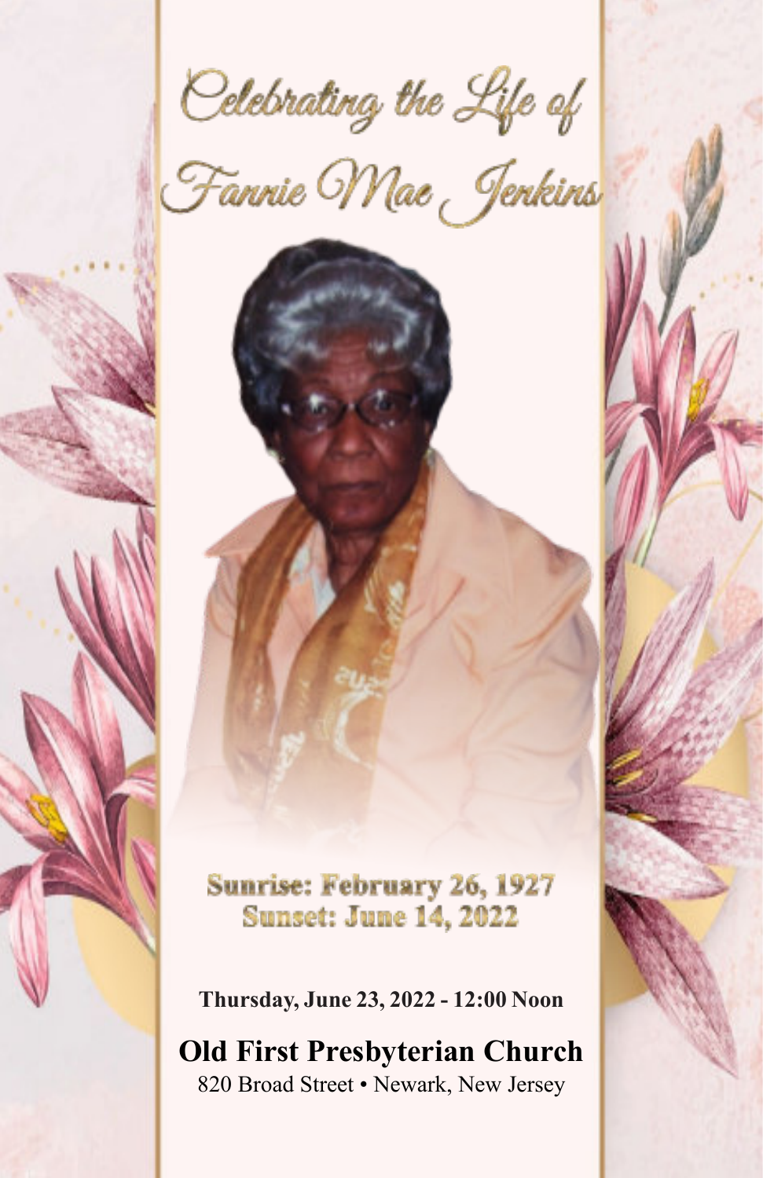# Celebrating the Life of Fannie Mae Jenkins

**Sunrise: February 26, 1927**
**Sunset: June 14, 2022**

**Thursday, June 23, 2022 - 12:00 Noon**

## Old First Presbyterian Church

820 Broad Street • Newark, New Jersey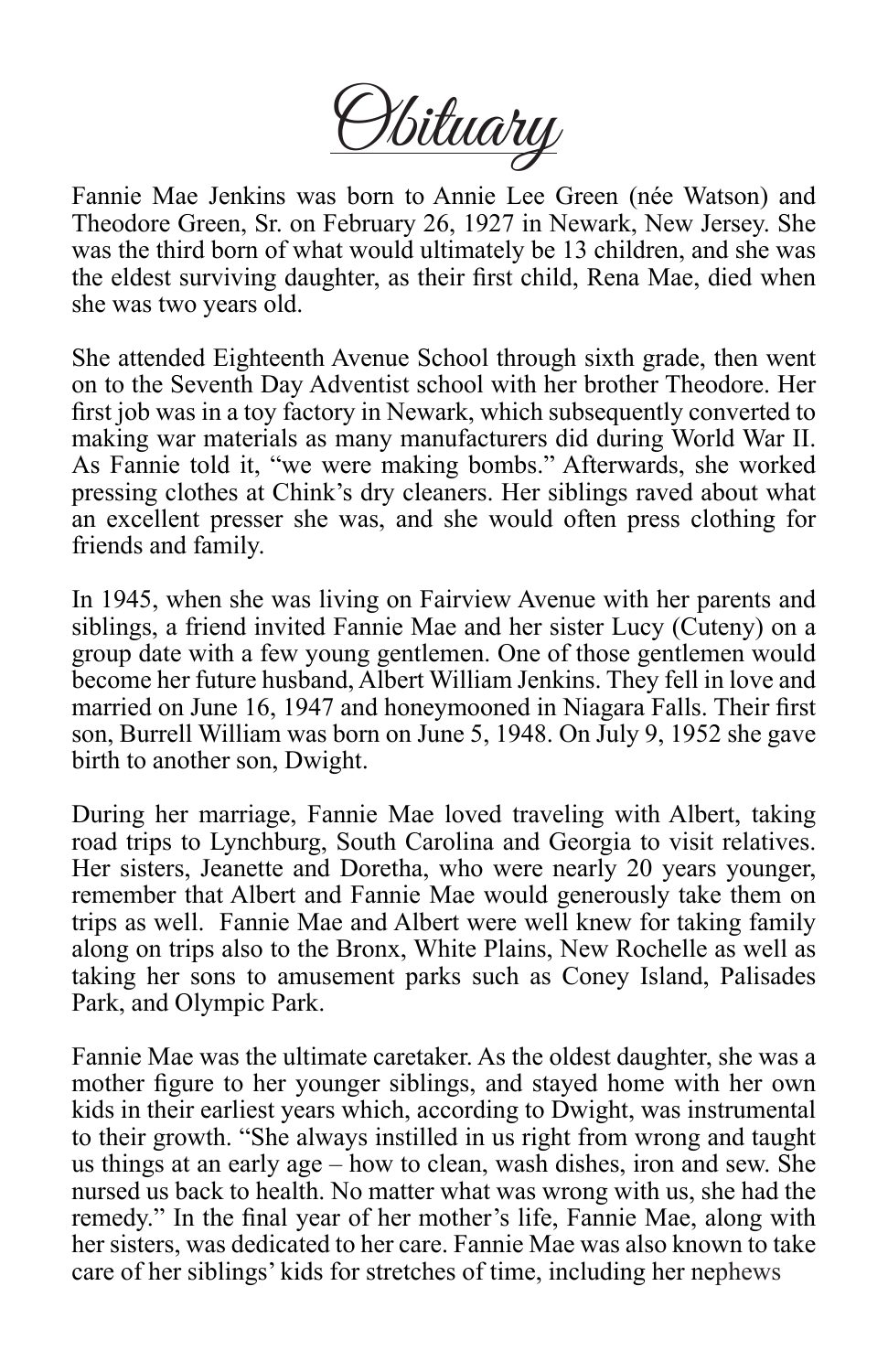# Obituary

Fannie Mae Jenkins was born to Annie Lee Green (née Watson) and Theodore Green, Sr. on February 26, 1927 in Newark, New Jersey. She was the third born of what would ultimately be 13 children, and she was the eldest surviving daughter, as their first child, Rena Mae, died when she was two years old.

She attended Eighteenth Avenue School through sixth grade, then went on to the Seventh Day Adventist school with her brother Theodore. Her first job was in a toy factory in Newark, which subsequently converted to making war materials as many manufacturers did during World War II. As Fannie told it, "we were making bombs." Afterwards, she worked pressing clothes at Chink's dry cleaners. Her siblings raved about what an excellent presser she was, and she would often press clothing for friends and family.

In 1945, when she was living on Fairview Avenue with her parents and siblings, a friend invited Fannie Mae and her sister Lucy (Cuteny) on a group date with a few young gentlemen. One of those gentlemen would become her future husband, Albert William Jenkins. They fell in love and married on June 16, 1947 and honeymooned in Niagara Falls. Their first son, Burrell William was born on June 5, 1948. On July 9, 1952 she gave birth to another son, Dwight.

During her marriage, Fannie Mae loved traveling with Albert, taking road trips to Lynchburg, South Carolina and Georgia to visit relatives. Her sisters, Jeanette and Doretha, who were nearly 20 years younger, remember that Albert and Fannie Mae would generously take them on trips as well. Fannie Mae and Albert were well knew for taking family along on trips also to the Bronx, White Plains, New Rochelle as well as taking her sons to amusement parks such as Coney Island, Palisades Park, and Olympic Park.

Fannie Mae was the ultimate caretaker. As the oldest daughter, she was a mother figure to her younger siblings, and stayed home with her own kids in their earliest years which, according to Dwight, was instrumental to their growth. "She always instilled in us right from wrong and taught us things at an early age – how to clean, wash dishes, iron and sew. She nursed us back to health. No matter what was wrong with us, she had the remedy." In the final year of her mother's life, Fannie Mae, along with her sisters, was dedicated to her care. Fannie Mae was also known to take care of her siblings' kids for stretches of time, including her nephews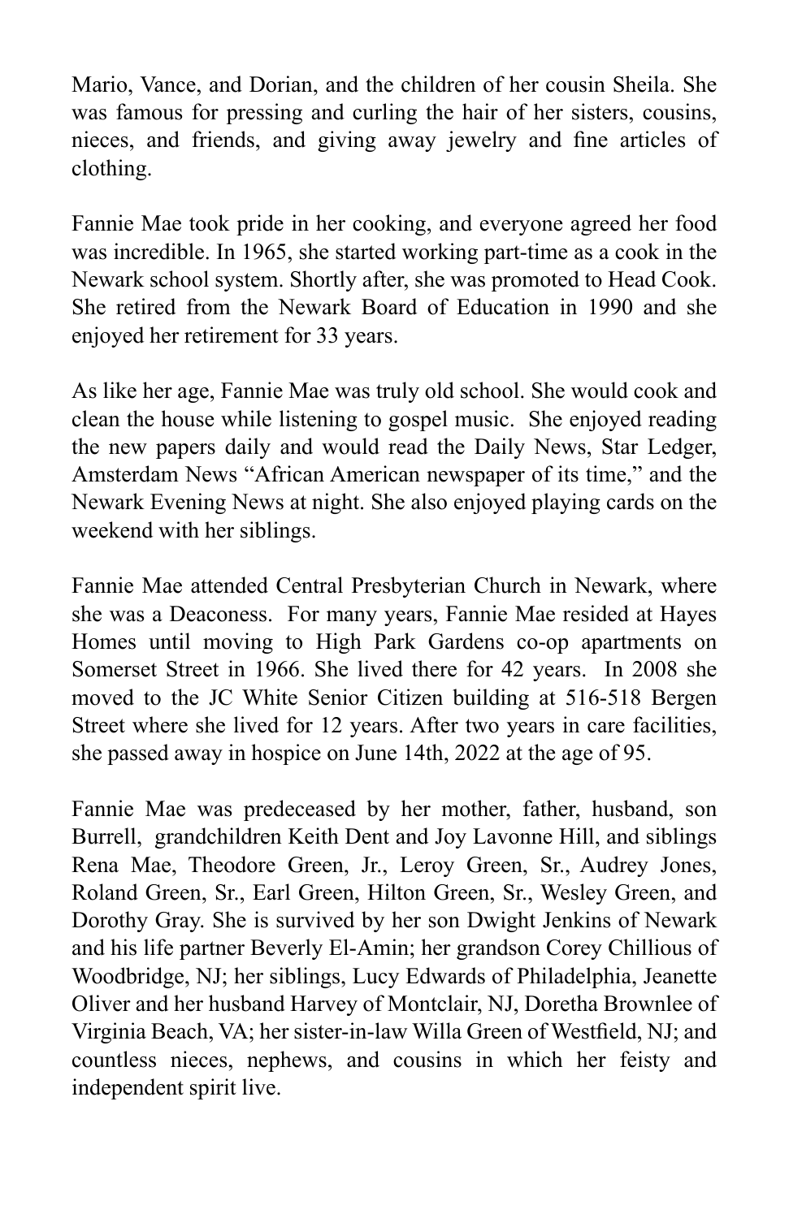Mario, Vance, and Dorian, and the children of her cousin Sheila. She was famous for pressing and curling the hair of her sisters, cousins, nieces, and friends, and giving away jewelry and fine articles of clothing.

Fannie Mae took pride in her cooking, and everyone agreed her food was incredible. In 1965, she started working part-time as a cook in the Newark school system. Shortly after, she was promoted to Head Cook. She retired from the Newark Board of Education in 1990 and she enjoyed her retirement for 33 years.

As like her age, Fannie Mae was truly old school. She would cook and clean the house while listening to gospel music. She enjoyed reading the new papers daily and would read the Daily News, Star Ledger, Amsterdam News "African American newspaper of its time," and the Newark Evening News at night. She also enjoyed playing cards on the weekend with her siblings.

Fannie Mae attended Central Presbyterian Church in Newark, where she was a Deaconess. For many years, Fannie Mae resided at Hayes Homes until moving to High Park Gardens co-op apartments on Somerset Street in 1966. She lived there for 42 years. In 2008 she moved to the JC White Senior Citizen building at 516-518 Bergen Street where she lived for 12 years. After two years in care facilities, she passed away in hospice on June 14th, 2022 at the age of 95.

Fannie Mae was predeceased by her mother, father, husband, son Burrell, grandchildren Keith Dent and Joy Lavonne Hill, and siblings Rena Mae, Theodore Green, Jr., Leroy Green, Sr., Audrey Jones, Roland Green, Sr., Earl Green, Hilton Green, Sr., Wesley Green, and Dorothy Gray. She is survived by her son Dwight Jenkins of Newark and his life partner Beverly El-Amin; her grandson Corey Chillious of Woodbridge, NJ; her siblings, Lucy Edwards of Philadelphia, Jeanette Oliver and her husband Harvey of Montclair, NJ, Doretha Brownlee of Virginia Beach, VA; her sister-in-law Willa Green of Westfield, NJ; and countless nieces, nephews, and cousins in which her feisty and independent spirit live.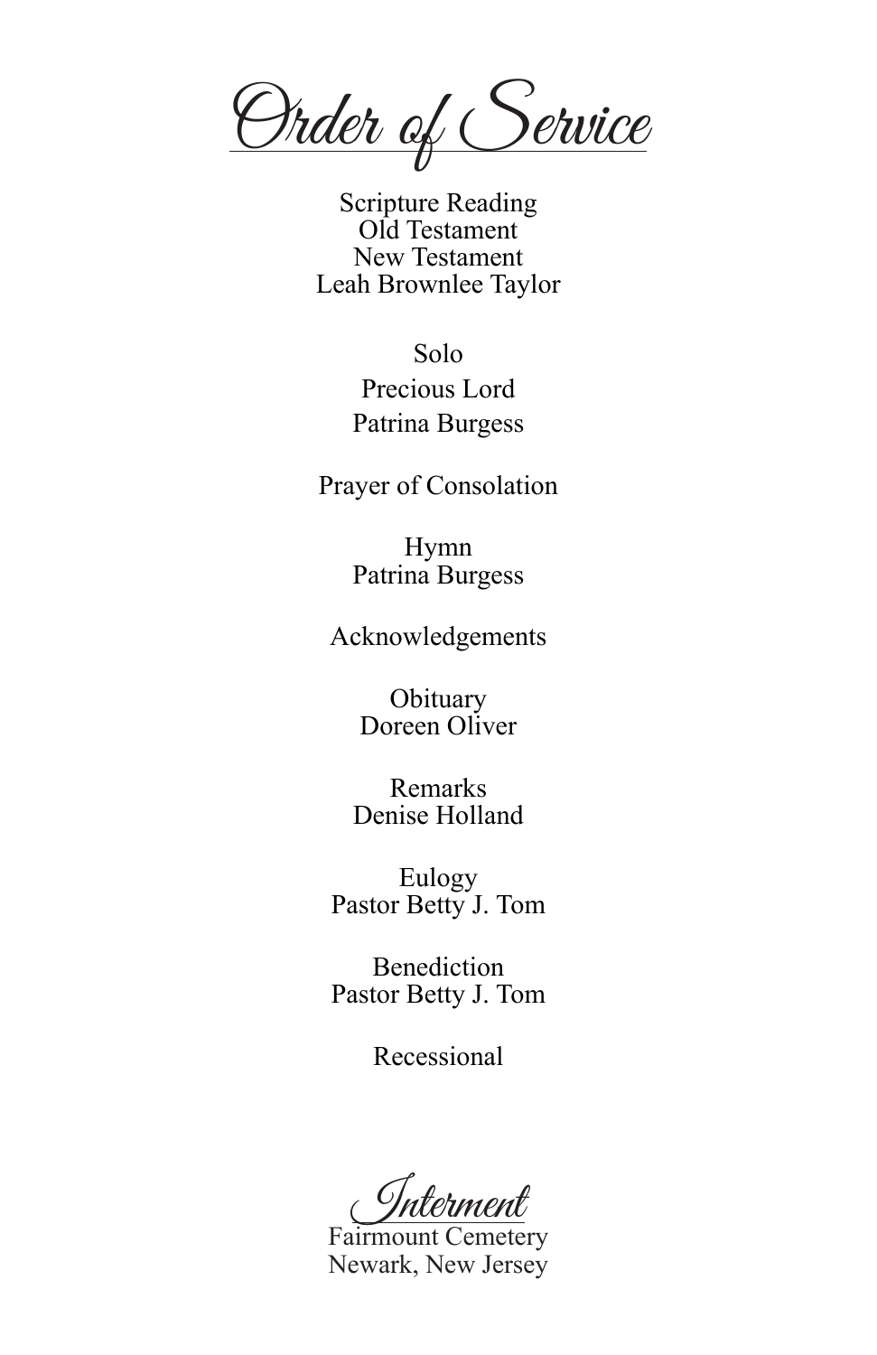# Order of Service

Scripture Reading
Old Testament
New Testament
Leah Brownlee Taylor

Solo
Precious Lord
Patrina Burgess

Prayer of Consolation

Hymn
Patrina Burgess

Acknowledgements

Obituary
Doreen Oliver

Remarks
Denise Holland

Eulogy
Pastor Betty J. Tom

Benediction
Pastor Betty J. Tom

Recessional

## Interment

Fairmount Cemetery
Newark, New Jersey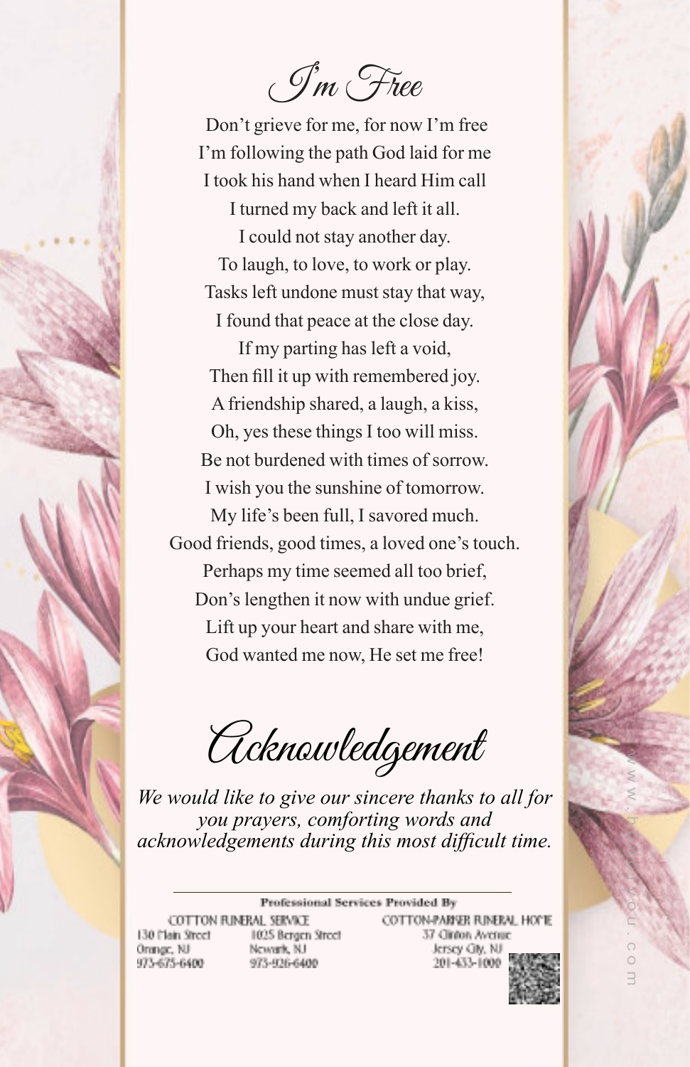# I'm Free

Don't grieve for me, for now I'm free
I'm following the path God laid for me
I took his hand when I heard Him call
I turned my back and left it all.
I could not stay another day.
To laugh, to love, to work or play.
Tasks left undone must stay that way,
I found that peace at the close day.
If my parting has left a void,
Then fill it up with remembered joy.
A friendship shared, a laugh, a kiss,
Oh, yes these things I too will miss.
Be not burdened with times of sorrow.
I wish you the sunshine of tomorrow.
My life's been full, I savored much.
Good friends, good times, a loved one's touch.
Perhaps my time seemed all too brief,
Don's lengthen it now with undue grief.
Lift up your heart and share with me,
God wanted me now, He set me free!

# Acknowledgement

*We would like to give our sincere thanks to all for you prayers, comforting words and acknowledgements during this most difficult time.*

**Professional Services Provided By**

COTTON FUNERAL SERVICE

130 Main Street
Orange, NJ
973-675-6400

1025 Bergen Street
Newark, NJ
973-926-6400

COTTON-PARKER FUNERAL HOME

37 Clinton Avenue
Jersey City, NJ
201-433-1000